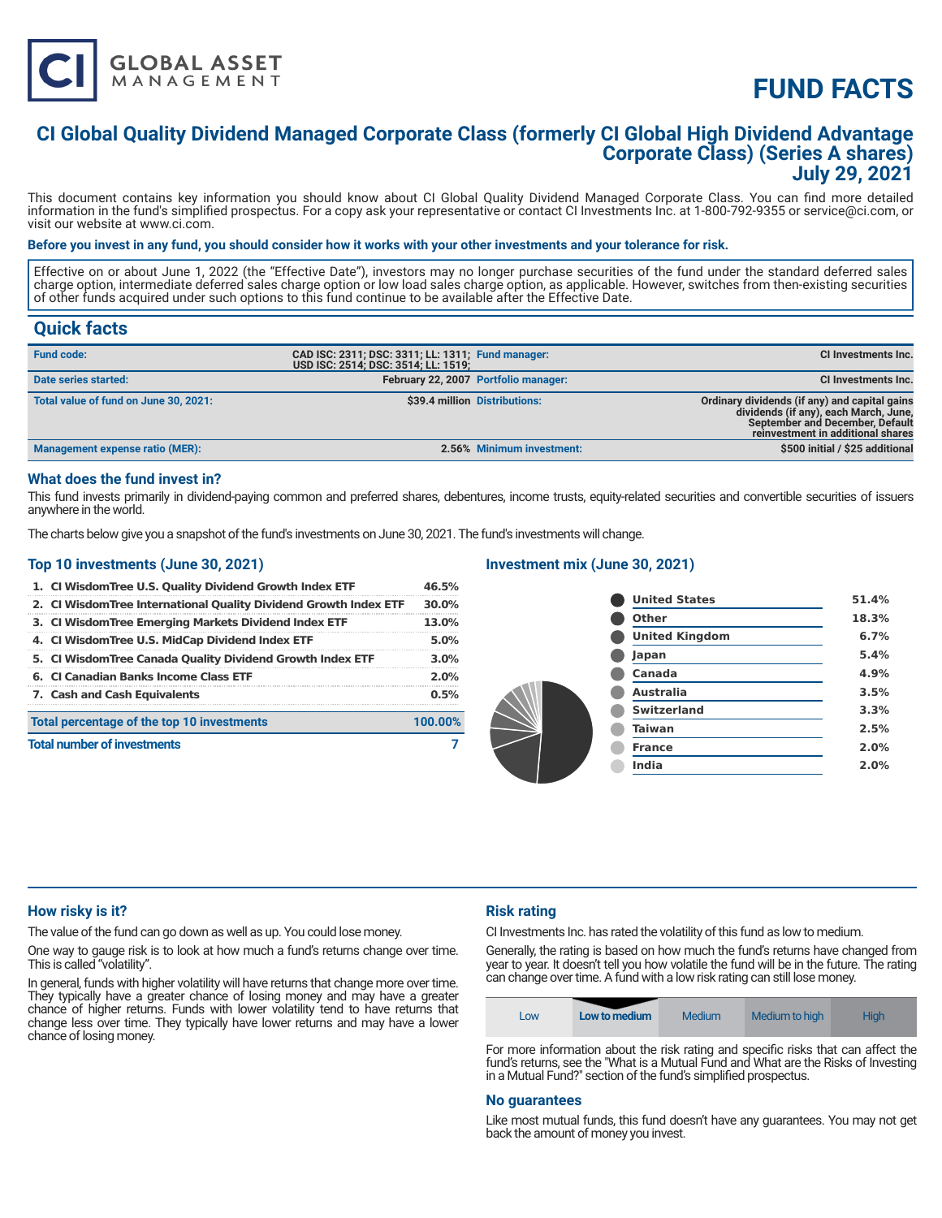# FUND FACTS

## CI Global Quality Dividend Managed Corporate Class (formerly CI Global High Dividend Advantage Corporate Class) (Series A shares)
## July 29, 2021

This document contains key information you should know about CI Global Quality Dividend Managed Corporate Class. You can find more detailed information in the fund's simplified prospectus. For a copy ask your representative or contact CI Investments Inc. at 1-800-792-9355 or service@ci.com, or visit our website at www.ci.com.

**Before you invest in any fund, you should consider how it works with your other investments and your tolerance for risk.**

Effective on or about June 1, 2022 (the "Effective Date"), investors may no longer purchase securities of the fund under the standard deferred sales charge option, intermediate deferred sales charge option or low load sales charge option, as applicable. However, switches from then-existing securities of other funds acquired under such options to this fund continue to be available after the Effective Date.

## Quick facts

| | | | |
|---|---|---|---|
| **Fund code:** | CAD ISC: 2311; DSC: 3311; LL: 1311; USD ISC: 2514; DSC: 3514; LL: 1519; | **Fund manager:** | CI Investments Inc. |
| **Date series started:** | February 22, 2007 | **Portfolio manager:** | CI Investments Inc. |
| **Total value of fund on June 30, 2021:** | $39.4 million | **Distributions:** | Ordinary dividends (if any) and capital gains dividends (if any), each March, June, September and December, Default reinvestment in additional shares |
| **Management expense ratio (MER):** | 2.56% | **Minimum investment:** | $500 initial / $25 additional |

### What does the fund invest in?

This fund invests primarily in dividend-paying common and preferred shares, debentures, income trusts, equity-related securities and convertible securities of issuers anywhere in the world.

The charts below give you a snapshot of the fund's investments on June 30, 2021. The fund's investments will change.

### Top 10 investments (June 30, 2021)

| | |
|---|---|
| 1. CI WisdomTree U.S. Quality Dividend Growth Index ETF | 46.5% |
| 2. CI WisdomTree International Quality Dividend Growth Index ETF | 30.0% |
| 3. CI WisdomTree Emerging Markets Dividend Index ETF | 13.0% |
| 4. CI WisdomTree U.S. MidCap Dividend Index ETF | 5.0% |
| 5. CI WisdomTree Canada Quality Dividend Growth Index ETF | 3.0% |
| 6. CI Canadian Banks Income Class ETF | 2.0% |
| 7. Cash and Cash Equivalents | 0.5% |
| **Total percentage of the top 10 investments** | **100.00%** |
| **Total number of investments** | **7** |

### Investment mix (June 30, 2021)

| | |
|---|---|
| United States | 51.4% |
| Other | 18.3% |
| United Kingdom | 6.7% |
| Japan | 5.4% |
| Canada | 4.9% |
| Australia | 3.5% |
| Switzerland | 3.3% |
| Taiwan | 2.5% |
| France | 2.0% |
| India | 2.0% |

### How risky is it?

The value of the fund can go down as well as up. You could lose money.

One way to gauge risk is to look at how much a fund's returns change over time. This is called "volatility".

In general, funds with higher volatility will have returns that change more over time. They typically have a greater chance of losing money and may have a greater chance of higher returns. Funds with lower volatility tend to have returns that change less over time. They typically have lower returns and may have a lower chance of losing money.

### Risk rating

CI Investments Inc. has rated the volatility of this fund as low to medium.

Generally, the rating is based on how much the fund's returns have changed from year to year. It doesn't tell you how volatile the fund will be in the future. The rating can change over time. A fund with a low risk rating can still lose money.

| Low | **Low to medium** | Medium | Medium to high | High |
|---|---|---|---|---|

For more information about the risk rating and specific risks that can affect the fund's returns, see the "What is a Mutual Fund and What are the Risks of Investing in a Mutual Fund?" section of the fund's simplified prospectus.

### No guarantees

Like most mutual funds, this fund doesn't have any guarantees. You may not get back the amount of money you invest.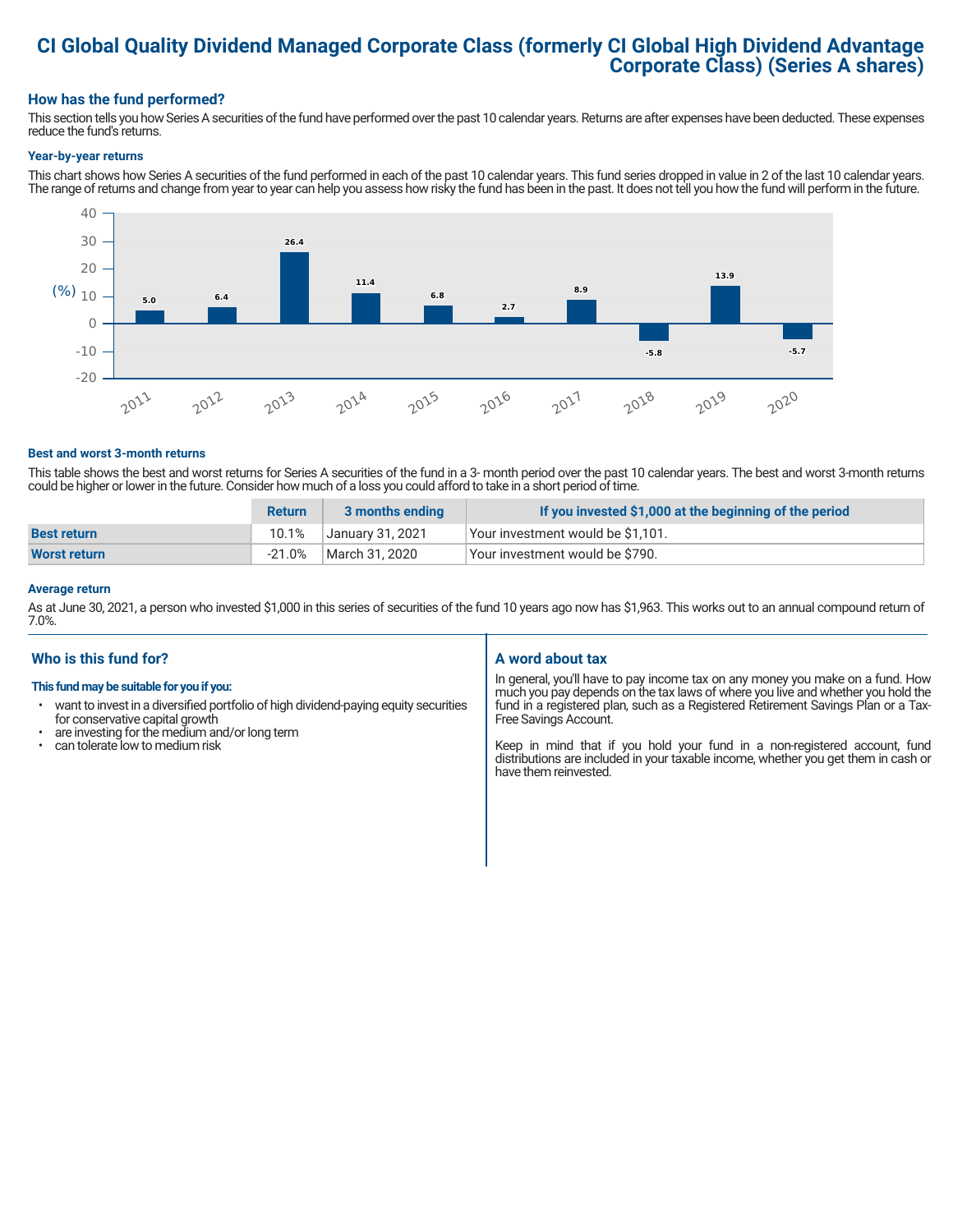# CI Global Quality Dividend Managed Corporate Class (formerly CI Global High Dividend Advantage Corporate Class) (Series A shares)

## How has the fund performed?

This section tells you how Series A securities of the fund have performed over the past 10 calendar years. Returns are after expenses have been deducted. These expenses reduce the fund's returns.

### Year-by-year returns

This chart shows how Series A securities of the fund performed in each of the past 10 calendar years. This fund series dropped in value in 2 of the last 10 calendar years. The range of returns and change from year to year can help you assess how risky the fund has been in the past. It does not tell you how the fund will perform in the future.

| Year | Return (%) |
|---|---|
| 2011 | 5.0 |
| 2012 | 6.4 |
| 2013 | 26.4 |
| 2014 | 11.4 |
| 2015 | 6.8 |
| 2016 | 2.7 |
| 2017 | 8.9 |
| 2018 | -5.8 |
| 2019 | 13.9 |
| 2020 | -5.7 |

### Best and worst 3-month returns

This table shows the best and worst returns for Series A securities of the fund in a 3- month period over the past 10 calendar years. The best and worst 3-month returns could be higher or lower in the future. Consider how much of a loss you could afford to take in a short period of time.

| | Return | 3 months ending | If you invested $1,000 at the beginning of the period |
|---|---|---|---|
| **Best return** | 10.1% | January 31, 2021 | Your investment would be $1,101. |
| **Worst return** | -21.0% | March 31, 2020 | Your investment would be $790. |

### Average return

As at June 30, 2021, a person who invested $1,000 in this series of securities of the fund 10 years ago now has $1,963. This works out to an annual compound return of 7.0%.

## Who is this fund for?

**This fund may be suitable for you if you:**

- want to invest in a diversified portfolio of high dividend-paying equity securities for conservative capital growth
- are investing for the medium and/or long term
- can tolerate low to medium risk

## A word about tax

In general, you'll have to pay income tax on any money you make on a fund. How much you pay depends on the tax laws of where you live and whether you hold the fund in a registered plan, such as a Registered Retirement Savings Plan or a Tax-Free Savings Account.

Keep in mind that if you hold your fund in a non-registered account, fund distributions are included in your taxable income, whether you get them in cash or have them reinvested.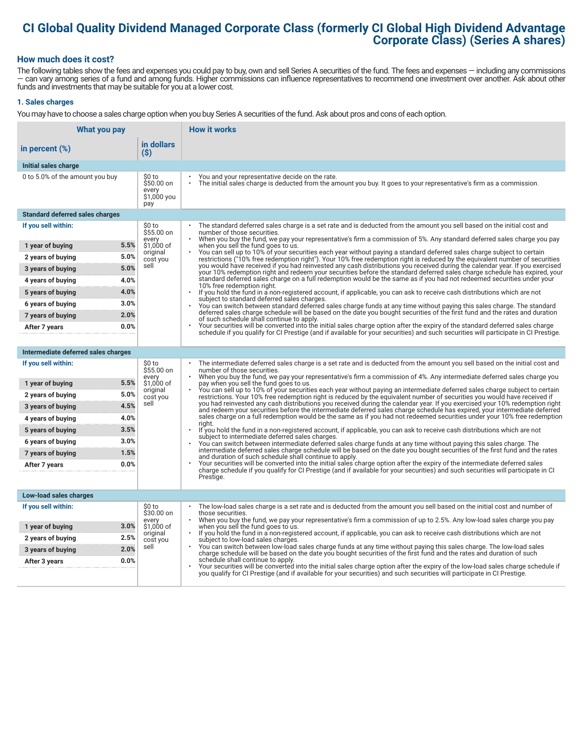# CI Global Quality Dividend Managed Corporate Class (formerly CI Global High Dividend Advantage Corporate Class) (Series A shares)

## How much does it cost?

The following tables show the fees and expenses you could pay to buy, own and sell Series A securities of the fund. The fees and expenses — including any commissions — can vary among series of a fund and among funds. Higher commissions can influence representatives to recommend one investment over another. Ask about other funds and investments that may be suitable for you at a lower cost.

### 1. Sales charges

You may have to choose a sales charge option when you buy Series A securities of the fund. Ask about pros and cons of each option.

| What you pay in percent (%) | What you pay in dollars ($) | How it works |
|---|---|---|
| **Initial sales charge** | | |
| 0 to 5.0% of the amount you buy | $0 to $50.00 on every $1,000 you pay | • You and your representative decide on the rate.<br>• The initial sales charge is deducted from the amount you buy. It goes to your representative's firm as a commission. |
| **Standard deferred sales charges** | | |
| **If you sell within:**<br>1 year of buying 5.5%<br>2 years of buying 5.0%<br>3 years of buying 5.0%<br>4 years of buying 4.0%<br>5 years of buying 4.0%<br>6 years of buying 3.0%<br>7 years of buying 2.0%<br>After 7 years 0.0% | $0 to $55.00 on every $1,000 of original cost you sell | • The standard deferred sales charge is a set rate and is deducted from the amount you sell based on the initial cost and number of those securities.<br>• When you buy the fund, we pay your representative's firm a commission of 5%. Any standard deferred sales charge you pay when you sell the fund goes to us.<br>• You can sell up to 10% of your securities each year without paying a standard deferred sales charge subject to certain restrictions ("10% free redemption right"). Your 10% free redemption right is reduced by the equivalent number of securities you would have received if you had reinvested any cash distributions you received during the calendar year. If you exercised your 10% redemption right and redeem your securities before the standard deferred sales charge schedule has expired, your standard deferred sales charge on a full redemption would be the same as if you had not redeemed securities under your 10% free redemption right.<br>• If you hold the fund in a non-registered account, if applicable, you can ask to receive cash distributions which are not subject to standard deferred sales charges.<br>• You can switch between standard deferred sales charge funds at any time without paying this sales charge. The standard deferred sales charge schedule will be based on the date you bought securities of the first fund and the rates and duration of such schedule shall continue to apply.<br>• Your securities will be converted into the initial sales charge option after the expiry of the standard deferred sales charge schedule if you qualify for CI Prestige (and if available for your securities) and such securities will participate in CI Prestige. |
| **Intermediate deferred sales charges** | | |
| **If you sell within:**<br>1 year of buying 5.5%<br>2 years of buying 5.0%<br>3 years of buying 4.5%<br>4 years of buying 4.0%<br>5 years of buying 3.5%<br>6 years of buying 3.0%<br>7 years of buying 1.5%<br>After 7 years 0.0% | $0 to $55.00 on every $1,000 of original cost you sell | • The intermediate deferred sales charge is a set rate and is deducted from the amount you sell based on the initial cost and number of those securities.<br>• When you buy the fund, we pay your representative's firm a commission of 4%. Any intermediate deferred sales charge you pay when you sell the fund goes to us.<br>• You can sell up to 10% of your securities each year without paying an intermediate deferred sales charge subject to certain restrictions. Your 10% free redemption right is reduced by the equivalent number of securities you would have received if you had reinvested any cash distributions you received during the calendar year. If you exercised your 10% redemption right and redeem your securities before the intermediate deferred sales charge schedule has expired, your intermediate deferred sales charge on a full redemption would be the same as if you had not redeemed securities under your 10% free redemption right.<br>• If you hold the fund in a non-registered account, if applicable, you can ask to receive cash distributions which are not subject to intermediate deferred sales charges.<br>• You can switch between intermediate deferred sales charge funds at any time without paying this sales charge. The intermediate deferred sales charge schedule will be based on the date you bought securities of the first fund and the rates and duration of such schedule shall continue to apply.<br>• Your securities will be converted into the initial sales charge option after the expiry of the intermediate deferred sales charge schedule if you qualify for CI Prestige (and if available for your securities) and such securities will participate in CI Prestige. |
| **Low-load sales charges** | | |
| **If you sell within:**<br>1 year of buying 3.0%<br>2 years of buying 2.5%<br>3 years of buying 2.0%<br>After 3 years 0.0% | $0 to $30.00 on every $1,000 of original cost you sell | • The low-load sales charge is a set rate and is deducted from the amount you sell based on the initial cost and number of those securities.<br>• When you buy the fund, we pay your representative's firm a commission of up to 2.5%. Any low-load sales charge you pay when you sell the fund goes to us.<br>• If you hold the fund in a non-registered account, if applicable, you can ask to receive cash distributions which are not subject to low-load sales charges.<br>• You can switch between low-load sales charge funds at any time without paying this sales charge. The low-load sales charge schedule will be based on the date you bought securities of the first fund and the rates and duration of such schedule shall continue to apply.<br>• Your securities will be converted into the initial sales charge option after the expiry of the low-load sales charge schedule if you qualify for CI Prestige (and if available for your securities) and such securities will participate in CI Prestige. |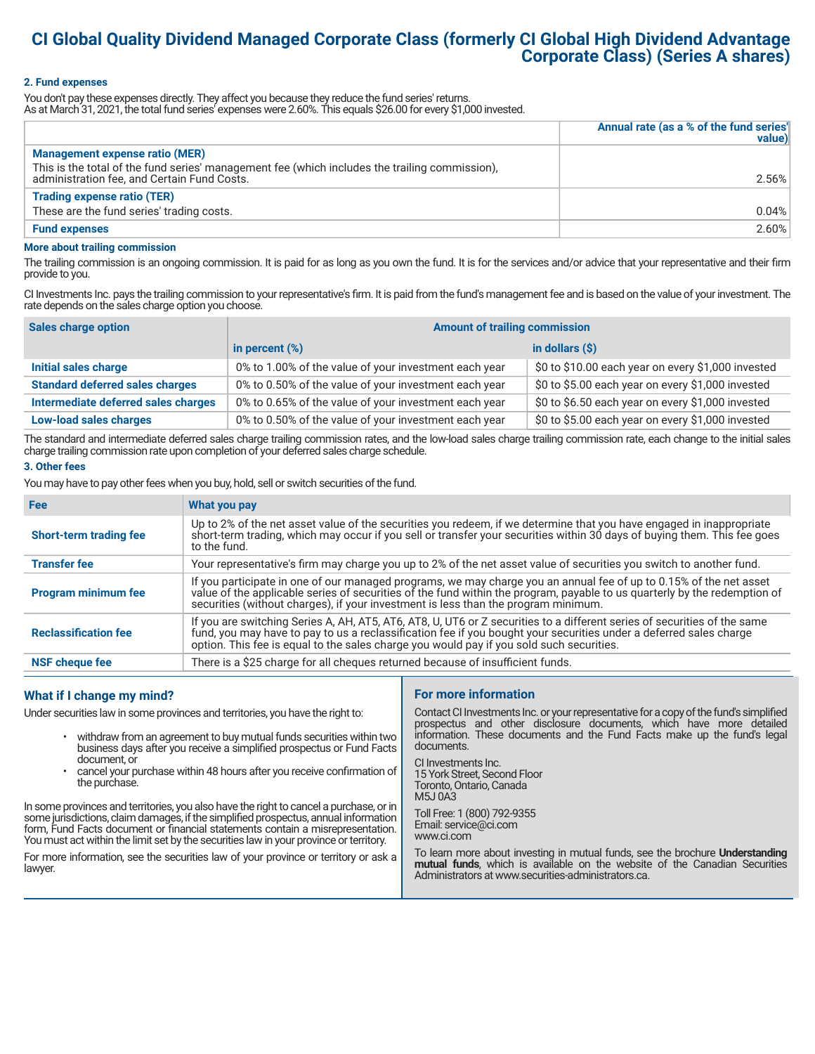# CI Global Quality Dividend Managed Corporate Class (formerly CI Global High Dividend Advantage Corporate Class) (Series A shares)

### 2. Fund expenses

You don't pay these expenses directly. They affect you because they reduce the fund series' returns.
As at March 31, 2021, the total fund series' expenses were 2.60%. This equals $26.00 for every $1,000 invested.

| | Annual rate (as a % of the fund series' value) |
|---|---|
| **Management expense ratio (MER)**<br>This is the total of the fund series' management fee (which includes the trailing commission), administration fee, and Certain Fund Costs. | 2.56% |
| **Trading expense ratio (TER)**<br>These are the fund series' trading costs. | 0.04% |
| **Fund expenses** | 2.60% |

#### More about trailing commission

The trailing commission is an ongoing commission. It is paid for as long as you own the fund. It is for the services and/or advice that your representative and their firm provide to you.

CI Investments Inc. pays the trailing commission to your representative's firm. It is paid from the fund's management fee and is based on the value of your investment. The rate depends on the sales charge option you choose.

| Sales charge option | Amount of trailing commission | |
|---|---|---|
| | in percent (%) | in dollars ($) |
| **Initial sales charge** | 0% to 1.00% of the value of your investment each year | $0 to $10.00 each year on every $1,000 invested |
| **Standard deferred sales charges** | 0% to 0.50% of the value of your investment each year | $0 to $5.00 each year on every $1,000 invested |
| **Intermediate deferred sales charges** | 0% to 0.65% of the value of your investment each year | $0 to $6.50 each year on every $1,000 invested |
| **Low-load sales charges** | 0% to 0.50% of the value of your investment each year | $0 to $5.00 each year on every $1,000 invested |

The standard and intermediate deferred sales charge trailing commission rates, and the low-load sales charge trailing commission rate, each change to the initial sales charge trailing commission rate upon completion of your deferred sales charge schedule.

### 3. Other fees

You may have to pay other fees when you buy, hold, sell or switch securities of the fund.

| Fee | What you pay |
|---|---|
| **Short-term trading fee** | Up to 2% of the net asset value of the securities you redeem, if we determine that you have engaged in inappropriate short-term trading, which may occur if you sell or transfer your securities within 30 days of buying them. This fee goes to the fund. |
| **Transfer fee** | Your representative's firm may charge you up to 2% of the net asset value of securities you switch to another fund. |
| **Program minimum fee** | If you participate in one of our managed programs, we may charge you an annual fee of up to 0.15% of the net asset value of the applicable series of securities of the fund within the program, payable to us quarterly by the redemption of securities (without charges), if your investment is less than the program minimum. |
| **Reclassification fee** | If you are switching Series A, AH, AT5, AT6, AT8, U, UT6 or Z securities to a different series of securities of the same fund, you may have to pay to us a reclassification fee if you bought your securities under a deferred sales charge option. This fee is equal to the sales charge you would pay if you sold such securities. |
| **NSF cheque fee** | There is a $25 charge for all cheques returned because of insufficient funds. |

## What if I change my mind?

Under securities law in some provinces and territories, you have the right to:

- withdraw from an agreement to buy mutual funds securities within two business days after you receive a simplified prospectus or Fund Facts document, or
- cancel your purchase within 48 hours after you receive confirmation of the purchase.

In some provinces and territories, you also have the right to cancel a purchase, or in some jurisdictions, claim damages, if the simplified prospectus, annual information form, Fund Facts document or financial statements contain a misrepresentation. You must act within the limit set by the securities law in your province or territory.

For more information, see the securities law of your province or territory or ask a lawyer.

## For more information

Contact CI Investments Inc. or your representative for a copy of the fund's simplified prospectus and other disclosure documents, which have more detailed information. These documents and the Fund Facts make up the fund's legal documents.

CI Investments Inc.
15 York Street, Second Floor
Toronto, Ontario, Canada
M5J 0A3

Toll Free: 1 (800) 792-9355
Email: service@ci.com
www.ci.com

To learn more about investing in mutual funds, see the brochure **Understanding mutual funds**, which is available on the website of the Canadian Securities Administrators at www.securities-administrators.ca.